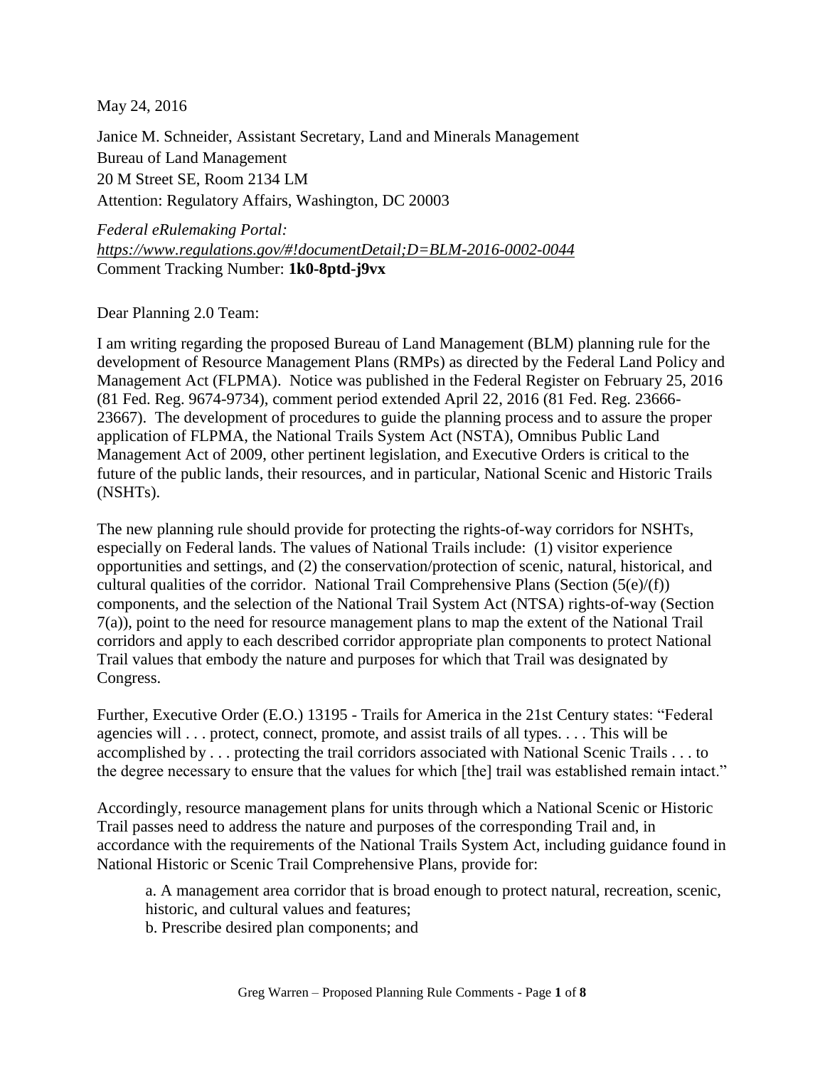May 24, 2016

Janice M. Schneider, Assistant Secretary, Land and Minerals Management
Bureau of Land Management
20 M Street SE, Room 2134 LM
Attention: Regulatory Affairs, Washington, DC 20003

*Federal eRulemaking Portal:*
*https://www.regulations.gov/#!documentDetail;D=BLM-2016-0002-0044*
Comment Tracking Number: **1k0-8ptd-j9vx**

Dear Planning 2.0 Team:

I am writing regarding the proposed Bureau of Land Management (BLM) planning rule for the development of Resource Management Plans (RMPs) as directed by the Federal Land Policy and Management Act (FLPMA). Notice was published in the Federal Register on February 25, 2016 (81 Fed. Reg. 9674-9734), comment period extended April 22, 2016 (81 Fed. Reg. 23666-23667). The development of procedures to guide the planning process and to assure the proper application of FLPMA, the National Trails System Act (NSTA), Omnibus Public Land Management Act of 2009, other pertinent legislation, and Executive Orders is critical to the future of the public lands, their resources, and in particular, National Scenic and Historic Trails (NSHTs).

The new planning rule should provide for protecting the rights-of-way corridors for NSHTs, especially on Federal lands. The values of National Trails include: (1) visitor experience opportunities and settings, and (2) the conservation/protection of scenic, natural, historical, and cultural qualities of the corridor. National Trail Comprehensive Plans (Section (5(e)/(f)) components, and the selection of the National Trail System Act (NTSA) rights-of-way (Section 7(a)), point to the need for resource management plans to map the extent of the National Trail corridors and apply to each described corridor appropriate plan components to protect National Trail values that embody the nature and purposes for which that Trail was designated by Congress.

Further, Executive Order (E.O.) 13195 - Trails for America in the 21st Century states: "Federal agencies will . . . protect, connect, promote, and assist trails of all types. . . . This will be accomplished by . . . protecting the trail corridors associated with National Scenic Trails . . . to the degree necessary to ensure that the values for which [the] trail was established remain intact."

Accordingly, resource management plans for units through which a National Scenic or Historic Trail passes need to address the nature and purposes of the corresponding Trail and, in accordance with the requirements of the National Trails System Act, including guidance found in National Historic or Scenic Trail Comprehensive Plans, provide for:

a. A management area corridor that is broad enough to protect natural, recreation, scenic, historic, and cultural values and features;
b. Prescribe desired plan components; and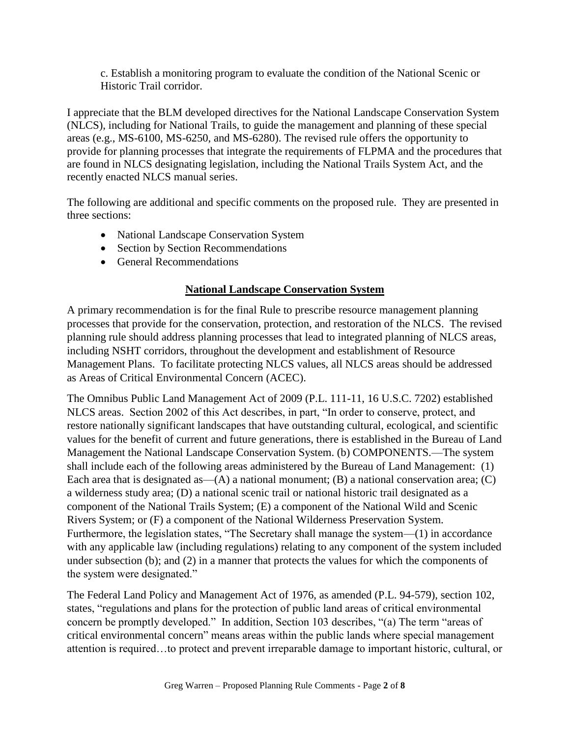c. Establish a monitoring program to evaluate the condition of the National Scenic or Historic Trail corridor.

I appreciate that the BLM developed directives for the National Landscape Conservation System (NLCS), including for National Trails, to guide the management and planning of these special areas (e.g., MS-6100, MS-6250, and MS-6280). The revised rule offers the opportunity to provide for planning processes that integrate the requirements of FLPMA and the procedures that are found in NLCS designating legislation, including the National Trails System Act, and the recently enacted NLCS manual series.

The following are additional and specific comments on the proposed rule. They are presented in three sections:

- National Landscape Conservation System
- Section by Section Recommendations
- General Recommendations

## **National Landscape Conservation System**

A primary recommendation is for the final Rule to prescribe resource management planning processes that provide for the conservation, protection, and restoration of the NLCS. The revised planning rule should address planning processes that lead to integrated planning of NLCS areas, including NSHT corridors, throughout the development and establishment of Resource Management Plans. To facilitate protecting NLCS values, all NLCS areas should be addressed as Areas of Critical Environmental Concern (ACEC).

The Omnibus Public Land Management Act of 2009 (P.L. 111-11, 16 U.S.C. 7202) established NLCS areas. Section 2002 of this Act describes, in part, "In order to conserve, protect, and restore nationally significant landscapes that have outstanding cultural, ecological, and scientific values for the benefit of current and future generations, there is established in the Bureau of Land Management the National Landscape Conservation System. (b) COMPONENTS.—The system shall include each of the following areas administered by the Bureau of Land Management: (1) Each area that is designated as—(A) a national monument; (B) a national conservation area; (C) a wilderness study area; (D) a national scenic trail or national historic trail designated as a component of the National Trails System; (E) a component of the National Wild and Scenic Rivers System; or (F) a component of the National Wilderness Preservation System. Furthermore, the legislation states, "The Secretary shall manage the system—(1) in accordance with any applicable law (including regulations) relating to any component of the system included under subsection (b); and (2) in a manner that protects the values for which the components of the system were designated."

The Federal Land Policy and Management Act of 1976, as amended (P.L. 94-579), section 102, states, "regulations and plans for the protection of public land areas of critical environmental concern be promptly developed." In addition, Section 103 describes, "(a) The term "areas of critical environmental concern" means areas within the public lands where special management attention is required…to protect and prevent irreparable damage to important historic, cultural, or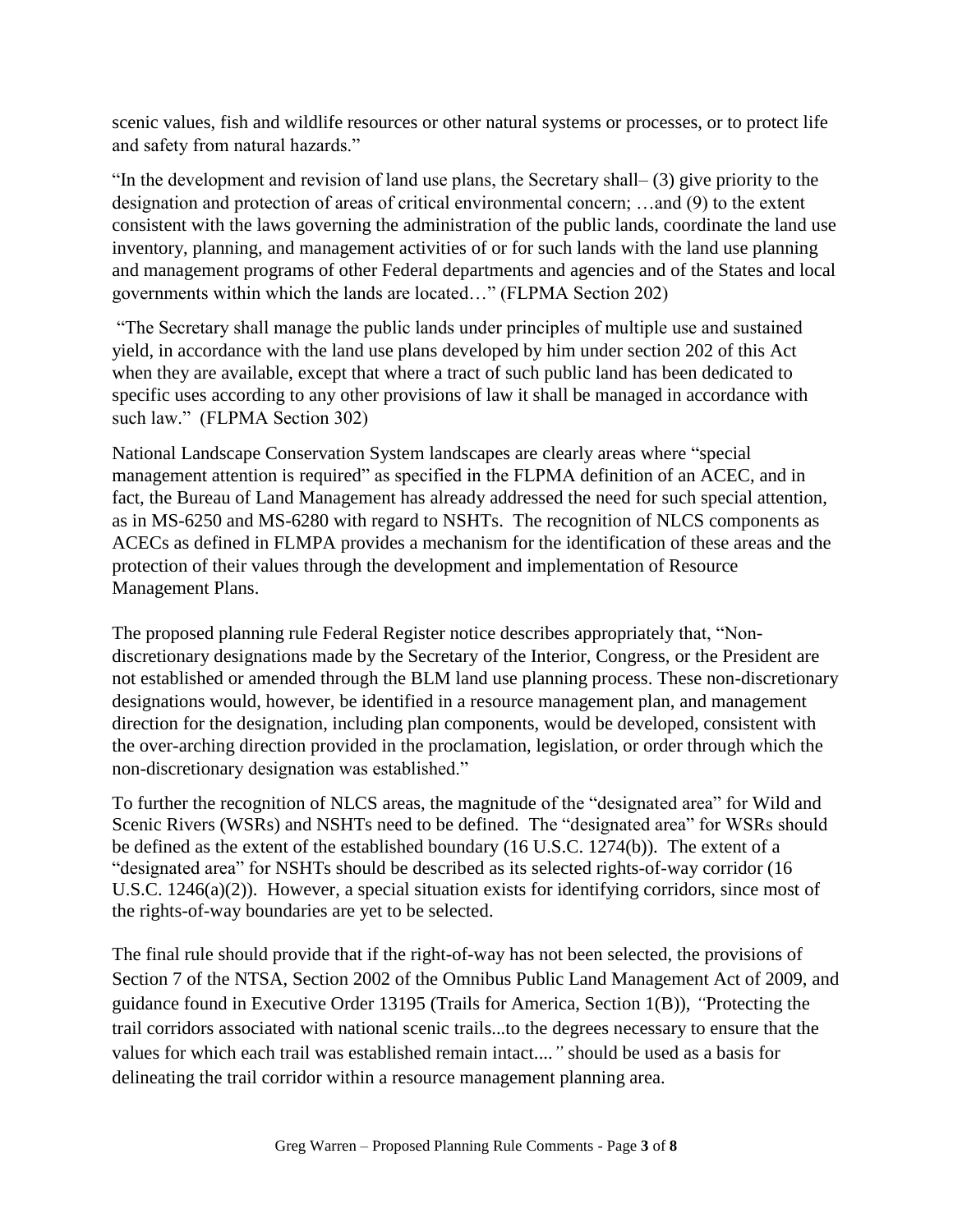scenic values, fish and wildlife resources or other natural systems or processes, or to protect life and safety from natural hazards."

"In the development and revision of land use plans, the Secretary shall– (3) give priority to the designation and protection of areas of critical environmental concern; …and (9) to the extent consistent with the laws governing the administration of the public lands, coordinate the land use inventory, planning, and management activities of or for such lands with the land use planning and management programs of other Federal departments and agencies and of the States and local governments within which the lands are located…" (FLPMA Section 202)

"The Secretary shall manage the public lands under principles of multiple use and sustained yield, in accordance with the land use plans developed by him under section 202 of this Act when they are available, except that where a tract of such public land has been dedicated to specific uses according to any other provisions of law it shall be managed in accordance with such law." (FLPMA Section 302)

National Landscape Conservation System landscapes are clearly areas where "special management attention is required" as specified in the FLPMA definition of an ACEC, and in fact, the Bureau of Land Management has already addressed the need for such special attention, as in MS-6250 and MS-6280 with regard to NSHTs. The recognition of NLCS components as ACECs as defined in FLMPA provides a mechanism for the identification of these areas and the protection of their values through the development and implementation of Resource Management Plans.

The proposed planning rule Federal Register notice describes appropriately that, "Non-discretionary designations made by the Secretary of the Interior, Congress, or the President are not established or amended through the BLM land use planning process. These non-discretionary designations would, however, be identified in a resource management plan, and management direction for the designation, including plan components, would be developed, consistent with the over-arching direction provided in the proclamation, legislation, or order through which the non-discretionary designation was established."

To further the recognition of NLCS areas, the magnitude of the "designated area" for Wild and Scenic Rivers (WSRs) and NSHTs need to be defined. The "designated area" for WSRs should be defined as the extent of the established boundary (16 U.S.C. 1274(b)). The extent of a "designated area" for NSHTs should be described as its selected rights-of-way corridor (16 U.S.C. 1246(a)(2)). However, a special situation exists for identifying corridors, since most of the rights-of-way boundaries are yet to be selected.

The final rule should provide that if the right-of-way has not been selected, the provisions of Section 7 of the NTSA, Section 2002 of the Omnibus Public Land Management Act of 2009, and guidance found in Executive Order 13195 (Trails for America, Section 1(B)), *"Protecting the trail corridors associated with national scenic trails...to the degrees necessary to ensure that the values for which each trail was established remain intact...."* should be used as a basis for delineating the trail corridor within a resource management planning area.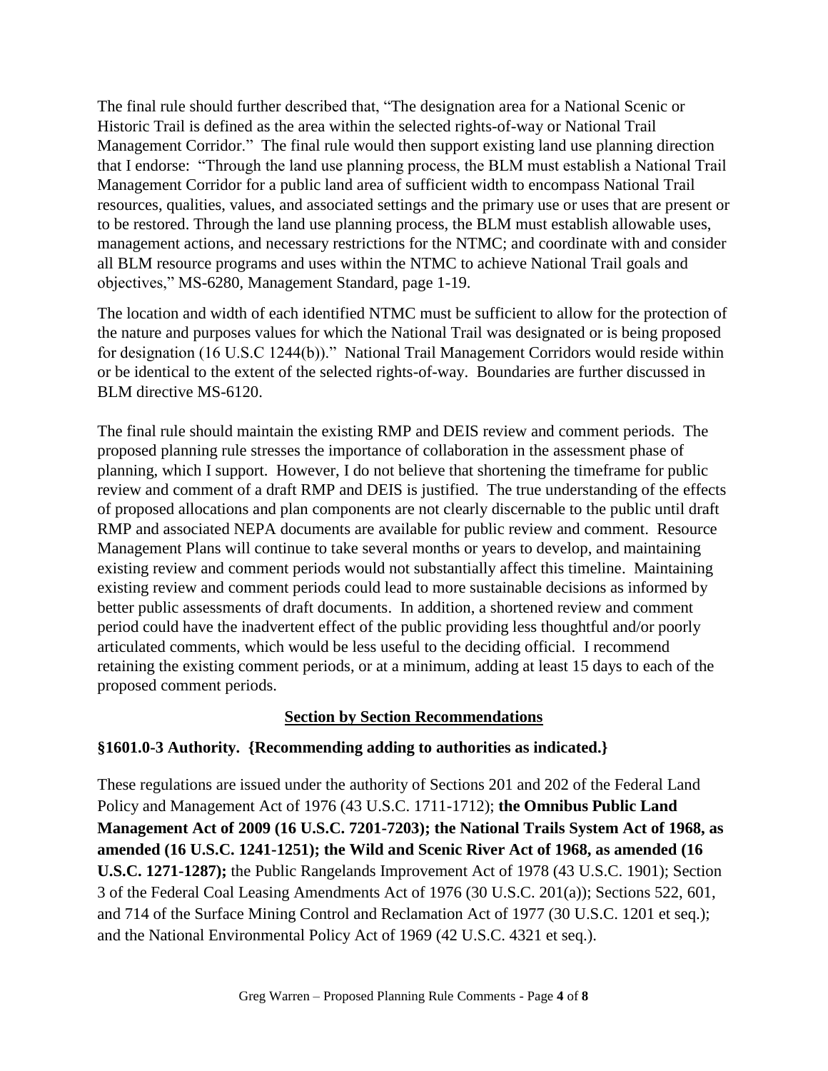The final rule should further described that, "The designation area for a National Scenic or Historic Trail is defined as the area within the selected rights-of-way or National Trail Management Corridor." The final rule would then support existing land use planning direction that I endorse: "Through the land use planning process, the BLM must establish a National Trail Management Corridor for a public land area of sufficient width to encompass National Trail resources, qualities, values, and associated settings and the primary use or uses that are present or to be restored. Through the land use planning process, the BLM must establish allowable uses, management actions, and necessary restrictions for the NTMC; and coordinate with and consider all BLM resource programs and uses within the NTMC to achieve National Trail goals and objectives," MS-6280, Management Standard, page 1-19.

The location and width of each identified NTMC must be sufficient to allow for the protection of the nature and purposes values for which the National Trail was designated or is being proposed for designation (16 U.S.C 1244(b))." National Trail Management Corridors would reside within or be identical to the extent of the selected rights-of-way. Boundaries are further discussed in BLM directive MS-6120.

The final rule should maintain the existing RMP and DEIS review and comment periods. The proposed planning rule stresses the importance of collaboration in the assessment phase of planning, which I support. However, I do not believe that shortening the timeframe for public review and comment of a draft RMP and DEIS is justified. The true understanding of the effects of proposed allocations and plan components are not clearly discernable to the public until draft RMP and associated NEPA documents are available for public review and comment. Resource Management Plans will continue to take several months or years to develop, and maintaining existing review and comment periods would not substantially affect this timeline. Maintaining existing review and comment periods could lead to more sustainable decisions as informed by better public assessments of draft documents. In addition, a shortened review and comment period could have the inadvertent effect of the public providing less thoughtful and/or poorly articulated comments, which would be less useful to the deciding official. I recommend retaining the existing comment periods, or at a minimum, adding at least 15 days to each of the proposed comment periods.

## Section by Section Recommendations

### §1601.0-3 Authority. {Recommending adding to authorities as indicated.}

These regulations are issued under the authority of Sections 201 and 202 of the Federal Land Policy and Management Act of 1976 (43 U.S.C. 1711-1712); **the Omnibus Public Land Management Act of 2009 (16 U.S.C. 7201-7203); the National Trails System Act of 1968, as amended (16 U.S.C. 1241-1251); the Wild and Scenic River Act of 1968, as amended (16 U.S.C. 1271-1287);** the Public Rangelands Improvement Act of 1978 (43 U.S.C. 1901); Section 3 of the Federal Coal Leasing Amendments Act of 1976 (30 U.S.C. 201(a)); Sections 522, 601, and 714 of the Surface Mining Control and Reclamation Act of 1977 (30 U.S.C. 1201 et seq.); and the National Environmental Policy Act of 1969 (42 U.S.C. 4321 et seq.).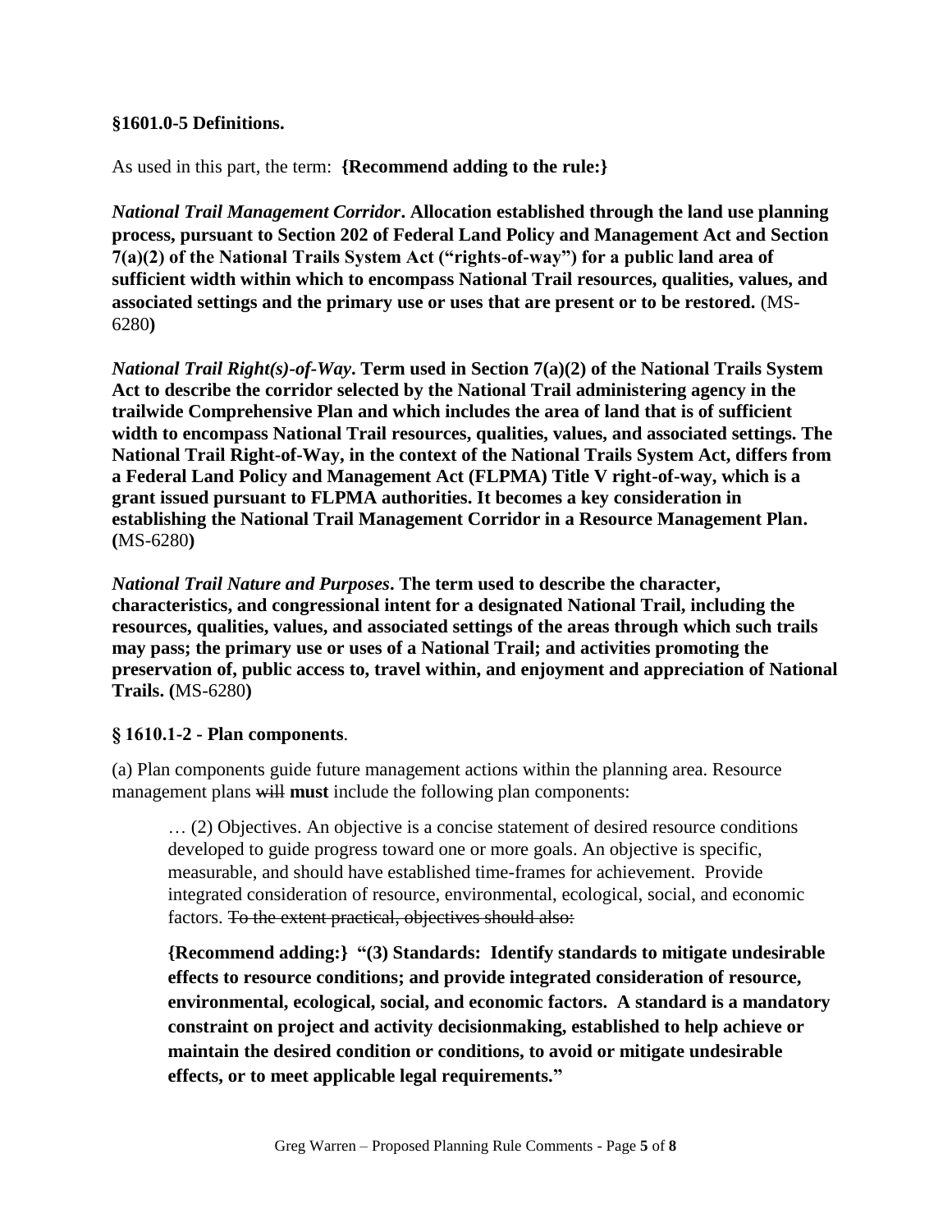**§1601.0-5 Definitions.**

As used in this part, the term: **{Recommend adding to the rule:}**

***National Trail Management Corridor*. Allocation established through the land use planning process, pursuant to Section 202 of Federal Land Policy and Management Act and Section 7(a)(2) of the National Trails System Act ("rights-of-way") for a public land area of sufficient width within which to encompass National Trail resources, qualities, values, and associated settings and the primary use or uses that are present or to be restored.** (MS-6280**)**

***National Trail Right(s)-of-Way*. Term used in Section 7(a)(2) of the National Trails System Act to describe the corridor selected by the National Trail administering agency in the trailwide Comprehensive Plan and which includes the area of land that is of sufficient width to encompass National Trail resources, qualities, values, and associated settings. The National Trail Right-of-Way, in the context of the National Trails System Act, differs from a Federal Land Policy and Management Act (FLPMA) Title V right-of-way, which is a grant issued pursuant to FLPMA authorities. It becomes a key consideration in establishing the National Trail Management Corridor in a Resource Management Plan. (**MS-6280**)**

***National Trail Nature and Purposes*. The term used to describe the character, characteristics, and congressional intent for a designated National Trail, including the resources, qualities, values, and associated settings of the areas through which such trails may pass; the primary use or uses of a National Trail; and activities promoting the preservation of, public access to, travel within, and enjoyment and appreciation of National Trails. (**MS-6280**)**

**§ 1610.1-2 - Plan components**.

(a) Plan components guide future management actions within the planning area. Resource management plans ~~will~~ **must** include the following plan components:

> … (2) Objectives. An objective is a concise statement of desired resource conditions developed to guide progress toward one or more goals. An objective is specific, measurable, and should have established time-frames for achievement. Provide integrated consideration of resource, environmental, ecological, social, and economic factors. ~~To the extent practical, objectives should also:~~
>
> **{Recommend adding:} "(3) Standards: Identify standards to mitigate undesirable effects to resource conditions; and provide integrated consideration of resource, environmental, ecological, social, and economic factors. A standard is a mandatory constraint on project and activity decisionmaking, established to help achieve or maintain the desired condition or conditions, to avoid or mitigate undesirable effects, or to meet applicable legal requirements."**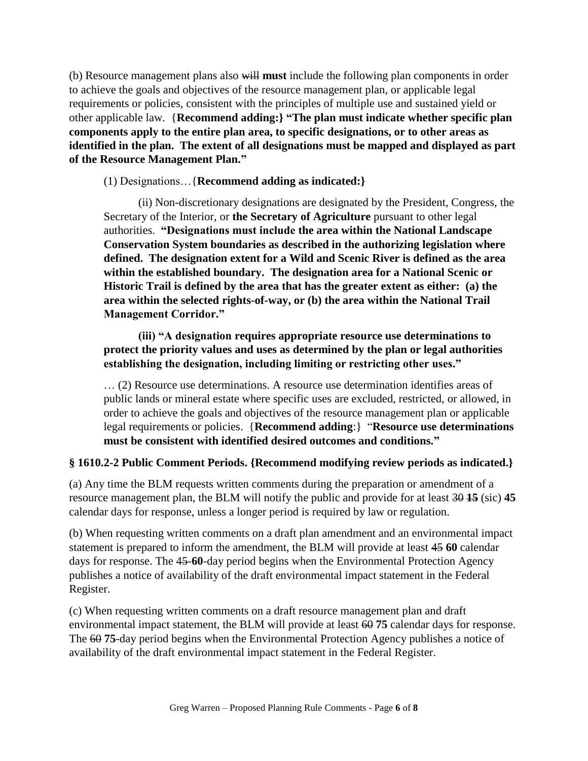(b) Resource management plans also ~~will~~ **must** include the following plan components in order to achieve the goals and objectives of the resource management plan, or applicable legal requirements or policies, consistent with the principles of multiple use and sustained yield or other applicable law. {**Recommend adding:} "The plan must indicate whether specific plan components apply to the entire plan area, to specific designations, or to other areas as identified in the plan. The extent of all designations must be mapped and displayed as part of the Resource Management Plan."**

> (1) Designations…{**Recommend adding as indicated:}**
>
> > (ii) Non-discretionary designations are designated by the President, Congress, the Secretary of the Interior, or **the Secretary of Agriculture** pursuant to other legal authorities. **"Designations must include the area within the National Landscape Conservation System boundaries as described in the authorizing legislation where defined. The designation extent for a Wild and Scenic River is defined as the area within the established boundary. The designation area for a National Scenic or Historic Trail is defined by the area that has the greater extent as either: (a) the area within the selected rights-of-way, or (b) the area within the National Trail Management Corridor."**
> >
> > **(iii) "A designation requires appropriate resource use determinations to protect the priority values and uses as determined by the plan or legal authorities establishing the designation, including limiting or restricting other uses."**
>
> … (2) Resource use determinations. A resource use determination identifies areas of public lands or mineral estate where specific uses are excluded, restricted, or allowed, in order to achieve the goals and objectives of the resource management plan or applicable legal requirements or policies. {**Recommend adding**:} "**Resource use determinations must be consistent with identified desired outcomes and conditions."**

**§ 1610.2-2 Public Comment Periods. {Recommend modifying review periods as indicated.}**

(a) Any time the BLM requests written comments during the preparation or amendment of a resource management plan, the BLM will notify the public and provide for at least ~~30~~ ~~**15**~~ (sic) **45** calendar days for response, unless a longer period is required by law or regulation.

(b) When requesting written comments on a draft plan amendment and an environmental impact statement is prepared to inform the amendment, the BLM will provide at least ~~45~~ **60** calendar days for response. The ~~45-~~**60**-day period begins when the Environmental Protection Agency publishes a notice of availability of the draft environmental impact statement in the Federal Register.

(c) When requesting written comments on a draft resource management plan and draft environmental impact statement, the BLM will provide at least ~~60~~ **75** calendar days for response. The ~~60~~ **75**-day period begins when the Environmental Protection Agency publishes a notice of availability of the draft environmental impact statement in the Federal Register.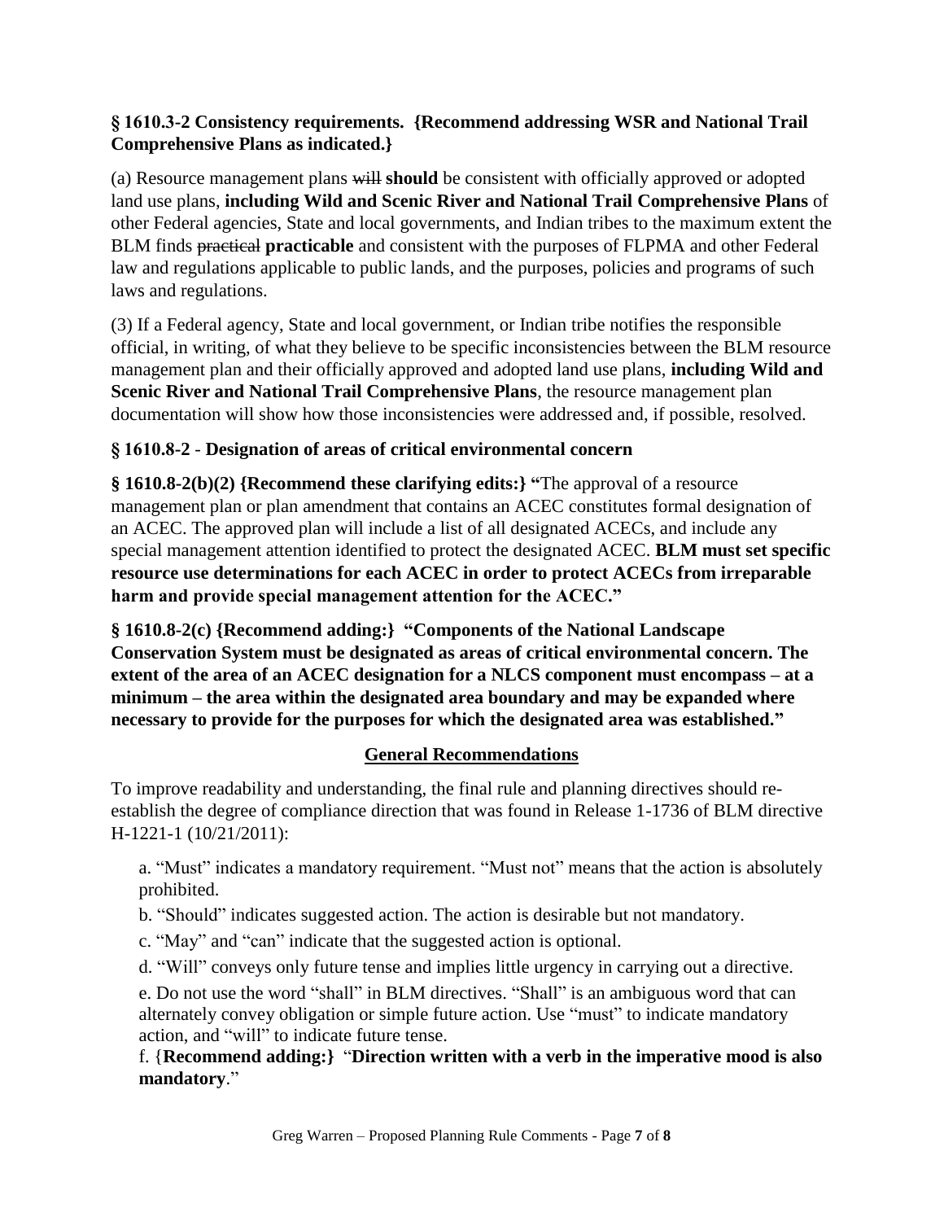**§ 1610.3-2 Consistency requirements. {Recommend addressing WSR and National Trail Comprehensive Plans as indicated.}**

(a) Resource management plans ~~will~~ **should** be consistent with officially approved or adopted land use plans, **including Wild and Scenic River and National Trail Comprehensive Plans** of other Federal agencies, State and local governments, and Indian tribes to the maximum extent the BLM finds ~~practical~~ **practicable** and consistent with the purposes of FLPMA and other Federal law and regulations applicable to public lands, and the purposes, policies and programs of such laws and regulations.

(3) If a Federal agency, State and local government, or Indian tribe notifies the responsible official, in writing, of what they believe to be specific inconsistencies between the BLM resource management plan and their officially approved and adopted land use plans, **including Wild and Scenic River and National Trail Comprehensive Plans**, the resource management plan documentation will show how those inconsistencies were addressed and, if possible, resolved.

**§ 1610.8-2 - Designation of areas of critical environmental concern**

**§ 1610.8-2(b)(2) {Recommend these clarifying edits:} "**The approval of a resource management plan or plan amendment that contains an ACEC constitutes formal designation of an ACEC. The approved plan will include a list of all designated ACECs, and include any special management attention identified to protect the designated ACEC. **BLM must set specific resource use determinations for each ACEC in order to protect ACECs from irreparable harm and provide special management attention for the ACEC."**

**§ 1610.8-2(c) {Recommend adding:} "Components of the National Landscape Conservation System must be designated as areas of critical environmental concern. The extent of the area of an ACEC designation for a NLCS component must encompass – at a minimum – the area within the designated area boundary and may be expanded where necessary to provide for the purposes for which the designated area was established."**

## General Recommendations

To improve readability and understanding, the final rule and planning directives should re-establish the degree of compliance direction that was found in Release 1-1736 of BLM directive H-1221-1 (10/21/2011):

a. "Must" indicates a mandatory requirement. "Must not" means that the action is absolutely prohibited.

b. "Should" indicates suggested action. The action is desirable but not mandatory.

c. "May" and "can" indicate that the suggested action is optional.

d. "Will" conveys only future tense and implies little urgency in carrying out a directive.

e. Do not use the word "shall" in BLM directives. "Shall" is an ambiguous word that can alternately convey obligation or simple future action. Use "must" to indicate mandatory action, and "will" to indicate future tense.

f. {**Recommend adding:}** "**Direction written with a verb in the imperative mood is also mandatory**."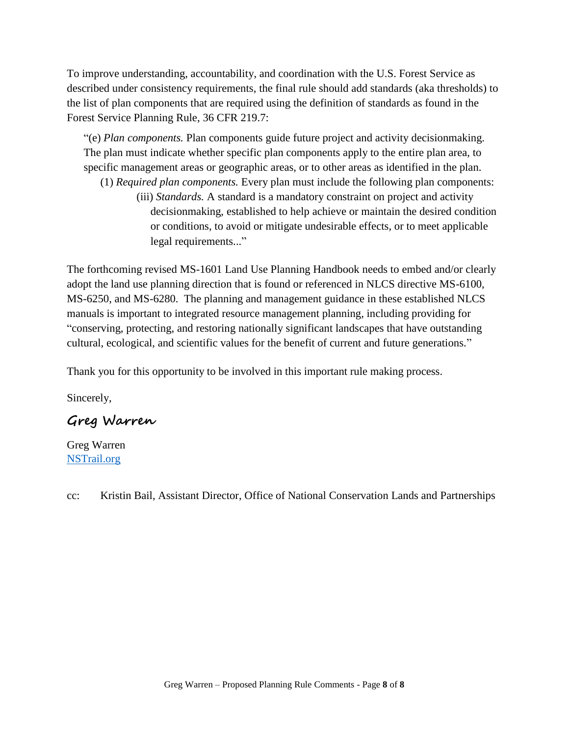To improve understanding, accountability, and coordination with the U.S. Forest Service as described under consistency requirements, the final rule should add standards (aka thresholds) to the list of plan components that are required using the definition of standards as found in the Forest Service Planning Rule, 36 CFR 219.7:

> "(e) *Plan components.* Plan components guide future project and activity decisionmaking. The plan must indicate whether specific plan components apply to the entire plan area, to specific management areas or geographic areas, or to other areas as identified in the plan.
>
> (1) *Required plan components.* Every plan must include the following plan components:
>
> (iii) *Standards.* A standard is a mandatory constraint on project and activity decisionmaking, established to help achieve or maintain the desired condition or conditions, to avoid or mitigate undesirable effects, or to meet applicable legal requirements..."

The forthcoming revised MS-1601 Land Use Planning Handbook needs to embed and/or clearly adopt the land use planning direction that is found or referenced in NLCS directive MS-6100, MS-6250, and MS-6280. The planning and management guidance in these established NLCS manuals is important to integrated resource management planning, including providing for "conserving, protecting, and restoring nationally significant landscapes that have outstanding cultural, ecological, and scientific values for the benefit of current and future generations."

Thank you for this opportunity to be involved in this important rule making process.

Sincerely,

*Greg Warren*

Greg Warren
[NSTrail.org](NSTrail.org)

cc: Kristin Bail, Assistant Director, Office of National Conservation Lands and Partnerships